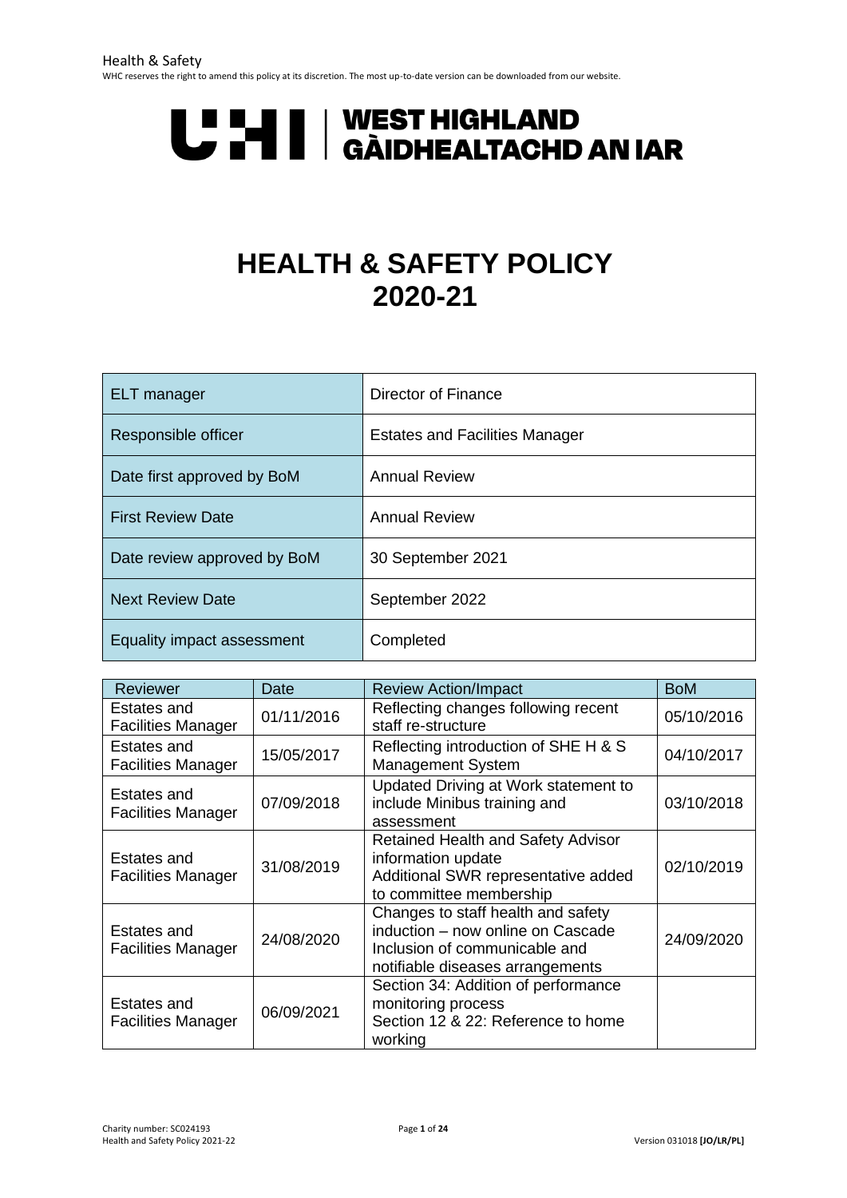UHI | WEST HIGHLAND
GÀIDHEALTACHD AN IAR

# HEALTH & SAFETY POLICY 2020-21

| ELT manager | Director of Finance |
|---|---|
| Responsible officer | Estates and Facilities Manager |
| Date first approved by BoM | Annual Review |
| First Review Date | Annual Review |
| Date review approved by BoM | 30 September 2021 |
| Next Review Date | September 2022 |
| Equality impact assessment | Completed |

| Reviewer | Date | Review Action/Impact | BoM |
|---|---|---|---|
| Estates and Facilities Manager | 01/11/2016 | Reflecting changes following recent staff re-structure | 05/10/2016 |
| Estates and Facilities Manager | 15/05/2017 | Reflecting introduction of SHE H & S Management System | 04/10/2017 |
| Estates and Facilities Manager | 07/09/2018 | Updated Driving at Work statement to include Minibus training and assessment | 03/10/2018 |
| Estates and Facilities Manager | 31/08/2019 | Retained Health and Safety Advisor information update<br>Additional SWR representative added to committee membership | 02/10/2019 |
| Estates and Facilities Manager | 24/08/2020 | Changes to staff health and safety induction – now online on Cascade<br>Inclusion of communicable and notifiable diseases arrangements | 24/09/2020 |
| Estates and Facilities Manager | 06/09/2021 | Section 34: Addition of performance monitoring process<br>Section 12 & 22: Reference to home working | |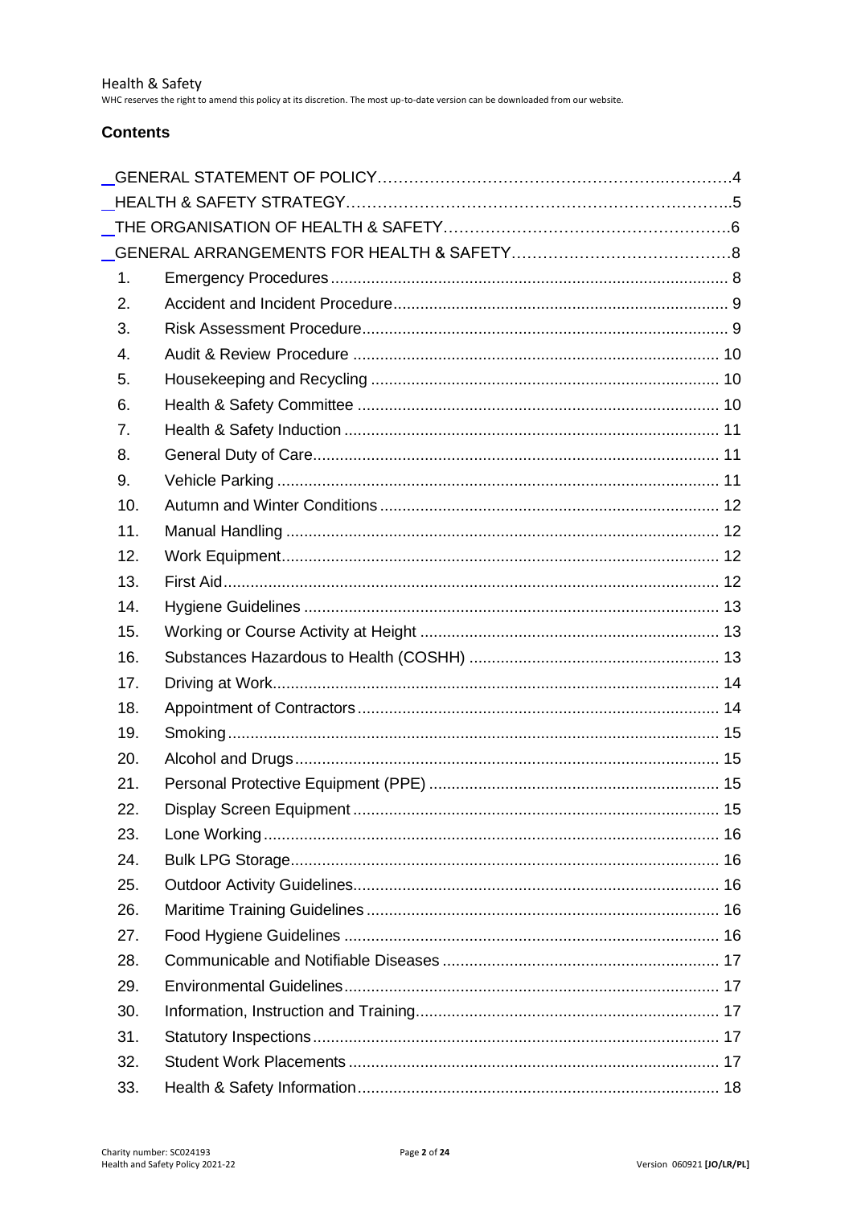## Contents

- GENERAL STATEMENT OF POLICY ........ 4
- HEALTH & SAFETY STRATEGY ........ 5
- THE ORGANISATION OF HEALTH & SAFETY ........ 6
- GENERAL ARRANGEMENTS FOR HEALTH & SAFETY ........ 8

| | | |
|---|---|---|
| 1. | Emergency Procedures | 8 |
| 2. | Accident and Incident Procedure | 9 |
| 3. | Risk Assessment Procedure | 9 |
| 4. | Audit & Review Procedure | 10 |
| 5. | Housekeeping and Recycling | 10 |
| 6. | Health & Safety Committee | 10 |
| 7. | Health & Safety Induction | 11 |
| 8. | General Duty of Care | 11 |
| 9. | Vehicle Parking | 11 |
| 10. | Autumn and Winter Conditions | 12 |
| 11. | Manual Handling | 12 |
| 12. | Work Equipment | 12 |
| 13. | First Aid | 12 |
| 14. | Hygiene Guidelines | 13 |
| 15. | Working or Course Activity at Height | 13 |
| 16. | Substances Hazardous to Health (COSHH) | 13 |
| 17. | Driving at Work | 14 |
| 18. | Appointment of Contractors | 14 |
| 19. | Smoking | 15 |
| 20. | Alcohol and Drugs | 15 |
| 21. | Personal Protective Equipment (PPE) | 15 |
| 22. | Display Screen Equipment | 15 |
| 23. | Lone Working | 16 |
| 24. | Bulk LPG Storage | 16 |
| 25. | Outdoor Activity Guidelines | 16 |
| 26. | Maritime Training Guidelines | 16 |
| 27. | Food Hygiene Guidelines | 16 |
| 28. | Communicable and Notifiable Diseases | 17 |
| 29. | Environmental Guidelines | 17 |
| 30. | Information, Instruction and Training | 17 |
| 31. | Statutory Inspections | 17 |
| 32. | Student Work Placements | 17 |
| 33. | Health & Safety Information | 18 |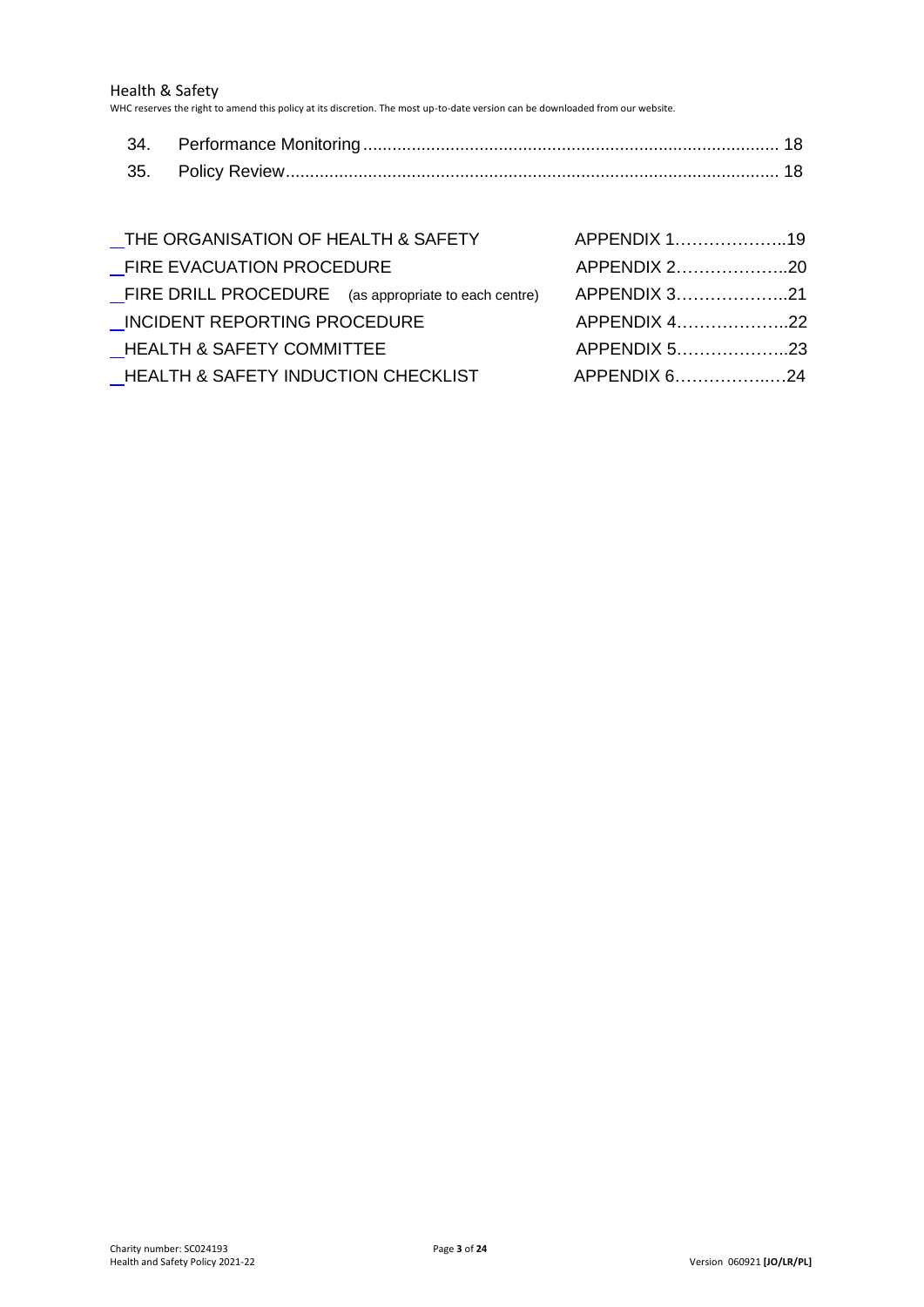34. Performance Monitoring ........................................................................................ 18
35. Policy Review ........................................................................................................ 18

| | |
|---|---|
| THE ORGANISATION OF HEALTH & SAFETY | APPENDIX 1………………..19 |
| FIRE EVACUATION PROCEDURE | APPENDIX 2………………..20 |
| FIRE DRILL PROCEDURE (as appropriate to each centre) | APPENDIX 3………………..21 |
| INCIDENT REPORTING PROCEDURE | APPENDIX 4………………..22 |
| HEALTH & SAFETY COMMITTEE | APPENDIX 5………………..23 |
| HEALTH & SAFETY INDUCTION CHECKLIST | APPENDIX 6……………..…24 |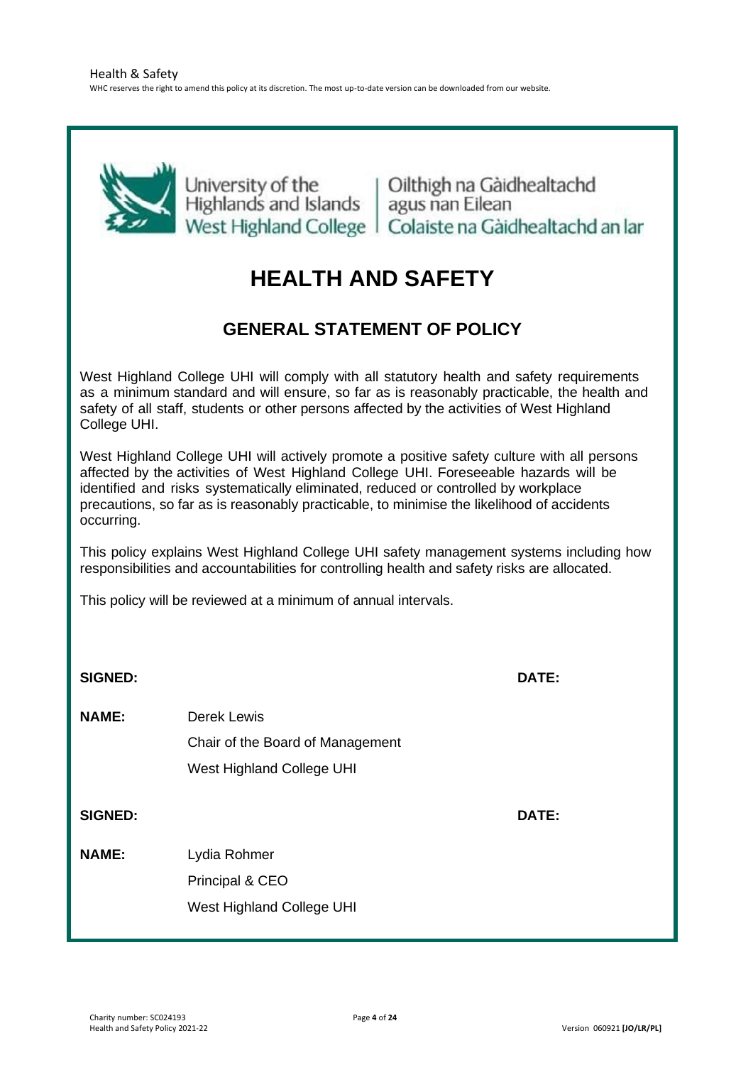University of the Highlands and Islands West Highland College | Oilthigh na Gàidhealtachd agus nan Eilean Colaiste na Gàidhealtachd an Iar

# HEALTH AND SAFETY

## GENERAL STATEMENT OF POLICY

West Highland College UHI will comply with all statutory health and safety requirements as a minimum standard and will ensure, so far as is reasonably practicable, the health and safety of all staff, students or other persons affected by the activities of West Highland College UHI.

West Highland College UHI will actively promote a positive safety culture with all persons affected by the activities of West Highland College UHI. Foreseeable hazards will be identified and risks systematically eliminated, reduced or controlled by workplace precautions, so far as is reasonably practicable, to minimise the likelihood of accidents occurring.

This policy explains West Highland College UHI safety management systems including how responsibilities and accountabilities for controlling health and safety risks are allocated.

This policy will be reviewed at a minimum of annual intervals.

**SIGNED:** **DATE:**

**NAME:** Derek Lewis
Chair of the Board of Management
West Highland College UHI

**SIGNED:** **DATE:**

**NAME:** Lydia Rohmer
Principal & CEO
West Highland College UHI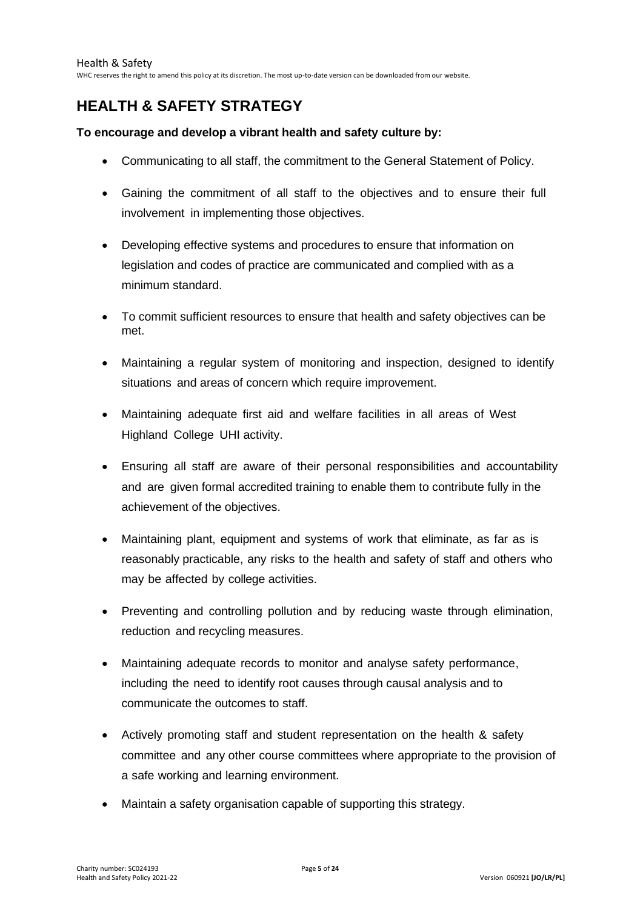## HEALTH & SAFETY STRATEGY

**To encourage and develop a vibrant health and safety culture by:**

- Communicating to all staff, the commitment to the General Statement of Policy.
- Gaining the commitment of all staff to the objectives and to ensure their full involvement in implementing those objectives.
- Developing effective systems and procedures to ensure that information on legislation and codes of practice are communicated and complied with as a minimum standard.
- To commit sufficient resources to ensure that health and safety objectives can be met.
- Maintaining a regular system of monitoring and inspection, designed to identify situations and areas of concern which require improvement.
- Maintaining adequate first aid and welfare facilities in all areas of West Highland College UHI activity.
- Ensuring all staff are aware of their personal responsibilities and accountability and are given formal accredited training to enable them to contribute fully in the achievement of the objectives.
- Maintaining plant, equipment and systems of work that eliminate, as far as is reasonably practicable, any risks to the health and safety of staff and others who may be affected by college activities.
- Preventing and controlling pollution and by reducing waste through elimination, reduction and recycling measures.
- Maintaining adequate records to monitor and analyse safety performance, including the need to identify root causes through causal analysis and to communicate the outcomes to staff.
- Actively promoting staff and student representation on the health & safety committee and any other course committees where appropriate to the provision of a safe working and learning environment.
- Maintain a safety organisation capable of supporting this strategy.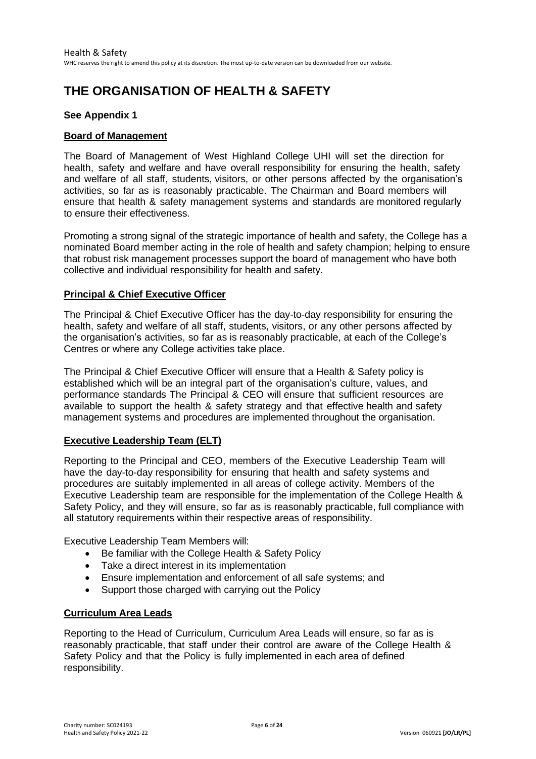# THE ORGANISATION OF HEALTH & SAFETY

**See Appendix 1**

**Board of Management**

The Board of Management of West Highland College UHI will set the direction for health, safety and welfare and have overall responsibility for ensuring the health, safety and welfare of all staff, students, visitors, or other persons affected by the organisation's activities, so far as is reasonably practicable. The Chairman and Board members will ensure that health & safety management systems and standards are monitored regularly to ensure their effectiveness.

Promoting a strong signal of the strategic importance of health and safety, the College has a nominated Board member acting in the role of health and safety champion; helping to ensure that robust risk management processes support the board of management who have both collective and individual responsibility for health and safety.

**Principal & Chief Executive Officer**

The Principal & Chief Executive Officer has the day-to-day responsibility for ensuring the health, safety and welfare of all staff, students, visitors, or any other persons affected by the organisation's activities, so far as is reasonably practicable, at each of the College's Centres or where any College activities take place.

The Principal & Chief Executive Officer will ensure that a Health & Safety policy is established which will be an integral part of the organisation's culture, values, and performance standards The Principal & CEO will ensure that sufficient resources are available to support the health & safety strategy and that effective health and safety management systems and procedures are implemented throughout the organisation.

**Executive Leadership Team (ELT)**

Reporting to the Principal and CEO, members of the Executive Leadership Team will have the day-to-day responsibility for ensuring that health and safety systems and procedures are suitably implemented in all areas of college activity. Members of the Executive Leadership team are responsible for the implementation of the College Health & Safety Policy, and they will ensure, so far as is reasonably practicable, full compliance with all statutory requirements within their respective areas of responsibility.

Executive Leadership Team Members will:

- Be familiar with the College Health & Safety Policy
- Take a direct interest in its implementation
- Ensure implementation and enforcement of all safe systems; and
- Support those charged with carrying out the Policy

**Curriculum Area Leads**

Reporting to the Head of Curriculum, Curriculum Area Leads will ensure, so far as is reasonably practicable, that staff under their control are aware of the College Health & Safety Policy and that the Policy is fully implemented in each area of defined responsibility.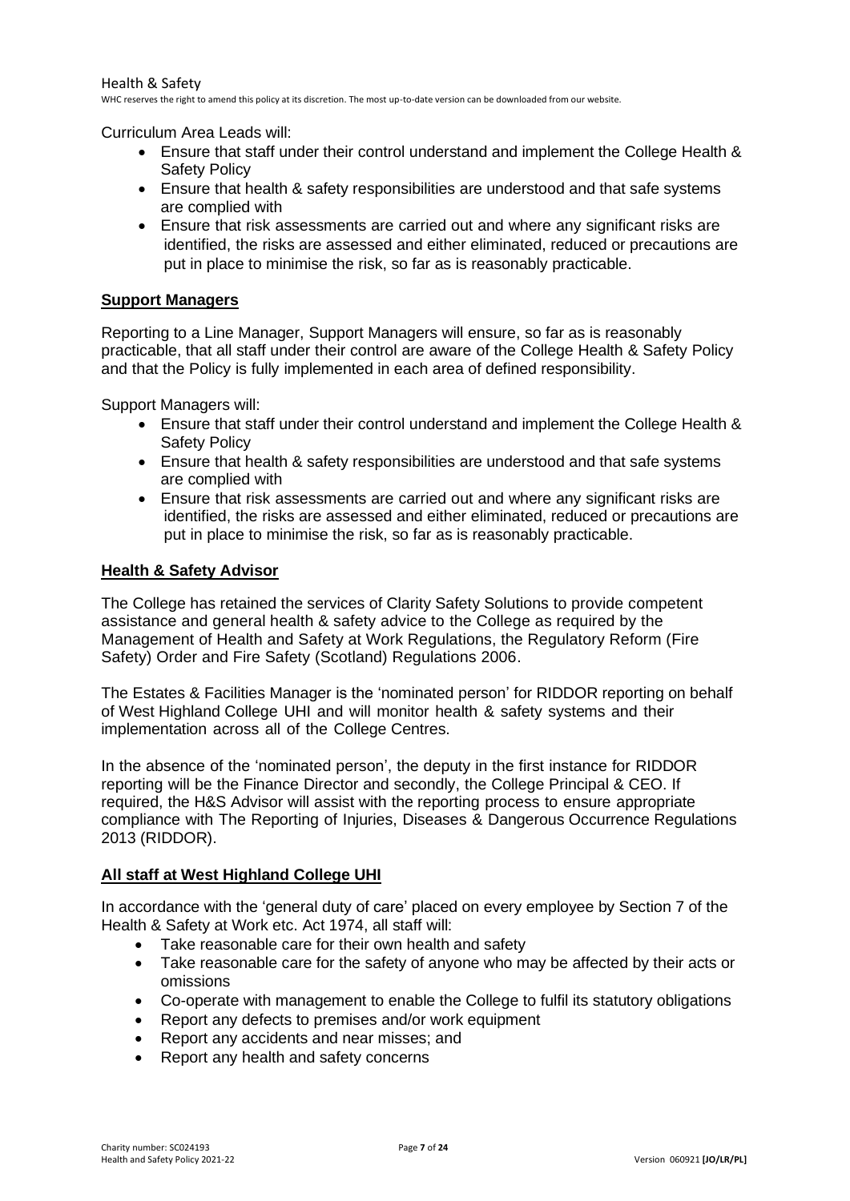Curriculum Area Leads will:

- Ensure that staff under their control understand and implement the College Health & Safety Policy
- Ensure that health & safety responsibilities are understood and that safe systems are complied with
- Ensure that risk assessments are carried out and where any significant risks are identified, the risks are assessed and either eliminated, reduced or precautions are put in place to minimise the risk, so far as is reasonably practicable.

**Support Managers**

Reporting to a Line Manager, Support Managers will ensure, so far as is reasonably practicable, that all staff under their control are aware of the College Health & Safety Policy and that the Policy is fully implemented in each area of defined responsibility.

Support Managers will:

- Ensure that staff under their control understand and implement the College Health & Safety Policy
- Ensure that health & safety responsibilities are understood and that safe systems are complied with
- Ensure that risk assessments are carried out and where any significant risks are identified, the risks are assessed and either eliminated, reduced or precautions are put in place to minimise the risk, so far as is reasonably practicable.

**Health & Safety Advisor**

The College has retained the services of Clarity Safety Solutions to provide competent assistance and general health & safety advice to the College as required by the Management of Health and Safety at Work Regulations, the Regulatory Reform (Fire Safety) Order and Fire Safety (Scotland) Regulations 2006.

The Estates & Facilities Manager is the 'nominated person' for RIDDOR reporting on behalf of West Highland College UHI and will monitor health & safety systems and their implementation across all of the College Centres.

In the absence of the 'nominated person', the deputy in the first instance for RIDDOR reporting will be the Finance Director and secondly, the College Principal & CEO. If required, the H&S Advisor will assist with the reporting process to ensure appropriate compliance with The Reporting of Injuries, Diseases & Dangerous Occurrence Regulations 2013 (RIDDOR).

**All staff at West Highland College UHI**

In accordance with the 'general duty of care' placed on every employee by Section 7 of the Health & Safety at Work etc. Act 1974, all staff will:

- Take reasonable care for their own health and safety
- Take reasonable care for the safety of anyone who may be affected by their acts or omissions
- Co-operate with management to enable the College to fulfil its statutory obligations
- Report any defects to premises and/or work equipment
- Report any accidents and near misses; and
- Report any health and safety concerns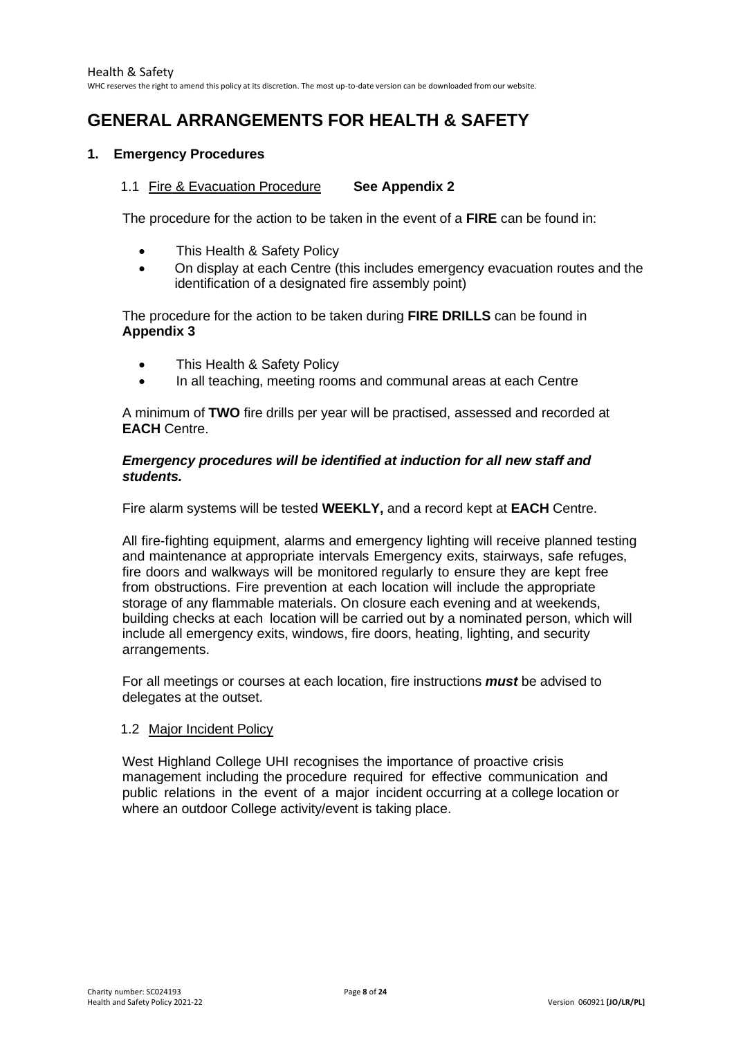# GENERAL ARRANGEMENTS FOR HEALTH & SAFETY

## 1. Emergency Procedures

### 1.1 Fire & Evacuation Procedure **See Appendix 2**

The procedure for the action to be taken in the event of a **FIRE** can be found in:

- This Health & Safety Policy
- On display at each Centre (this includes emergency evacuation routes and the identification of a designated fire assembly point)

The procedure for the action to be taken during **FIRE DRILLS** can be found in **Appendix 3**

- This Health & Safety Policy
- In all teaching, meeting rooms and communal areas at each Centre

A minimum of **TWO** fire drills per year will be practised, assessed and recorded at **EACH** Centre.

***Emergency procedures will be identified at induction for all new staff and students.***

Fire alarm systems will be tested **WEEKLY,** and a record kept at **EACH** Centre.

All fire-fighting equipment, alarms and emergency lighting will receive planned testing and maintenance at appropriate intervals Emergency exits, stairways, safe refuges, fire doors and walkways will be monitored regularly to ensure they are kept free from obstructions. Fire prevention at each location will include the appropriate storage of any flammable materials. On closure each evening and at weekends, building checks at each location will be carried out by a nominated person, which will include all emergency exits, windows, fire doors, heating, lighting, and security arrangements.

For all meetings or courses at each location, fire instructions ***must*** be advised to delegates at the outset.

### 1.2 Major Incident Policy

West Highland College UHI recognises the importance of proactive crisis management including the procedure required for effective communication and public relations in the event of a major incident occurring at a college location or where an outdoor College activity/event is taking place.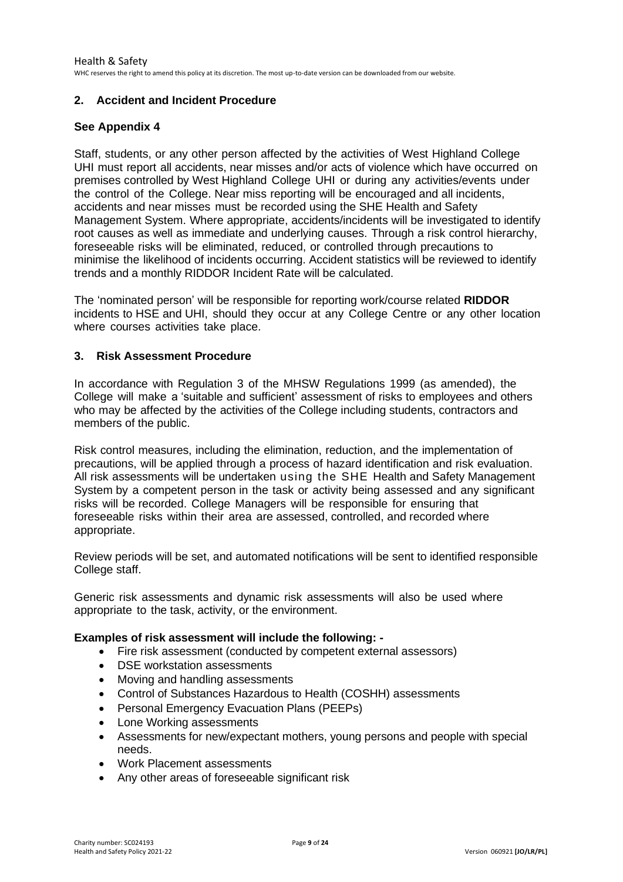## 2. Accident and Incident Procedure

### See Appendix 4

Staff, students, or any other person affected by the activities of West Highland College UHI must report all accidents, near misses and/or acts of violence which have occurred on premises controlled by West Highland College UHI or during any activities/events under the control of the College. Near miss reporting will be encouraged and all incidents, accidents and near misses must be recorded using the SHE Health and Safety Management System. Where appropriate, accidents/incidents will be investigated to identify root causes as well as immediate and underlying causes. Through a risk control hierarchy, foreseeable risks will be eliminated, reduced, or controlled through precautions to minimise the likelihood of incidents occurring. Accident statistics will be reviewed to identify trends and a monthly RIDDOR Incident Rate will be calculated.

The 'nominated person' will be responsible for reporting work/course related **RIDDOR** incidents to HSE and UHI, should they occur at any College Centre or any other location where courses activities take place.

## 3. Risk Assessment Procedure

In accordance with Regulation 3 of the MHSW Regulations 1999 (as amended), the College will make a 'suitable and sufficient' assessment of risks to employees and others who may be affected by the activities of the College including students, contractors and members of the public.

Risk control measures, including the elimination, reduction, and the implementation of precautions, will be applied through a process of hazard identification and risk evaluation. All risk assessments will be undertaken using the SHE Health and Safety Management System by a competent person in the task or activity being assessed and any significant risks will be recorded. College Managers will be responsible for ensuring that foreseeable risks within their area are assessed, controlled, and recorded where appropriate.

Review periods will be set, and automated notifications will be sent to identified responsible College staff.

Generic risk assessments and dynamic risk assessments will also be used where appropriate to the task, activity, or the environment.

**Examples of risk assessment will include the following: -**

- Fire risk assessment (conducted by competent external assessors)
- DSE workstation assessments
- Moving and handling assessments
- Control of Substances Hazardous to Health (COSHH) assessments
- Personal Emergency Evacuation Plans (PEEPs)
- Lone Working assessments
- Assessments for new/expectant mothers, young persons and people with special needs.
- Work Placement assessments
- Any other areas of foreseeable significant risk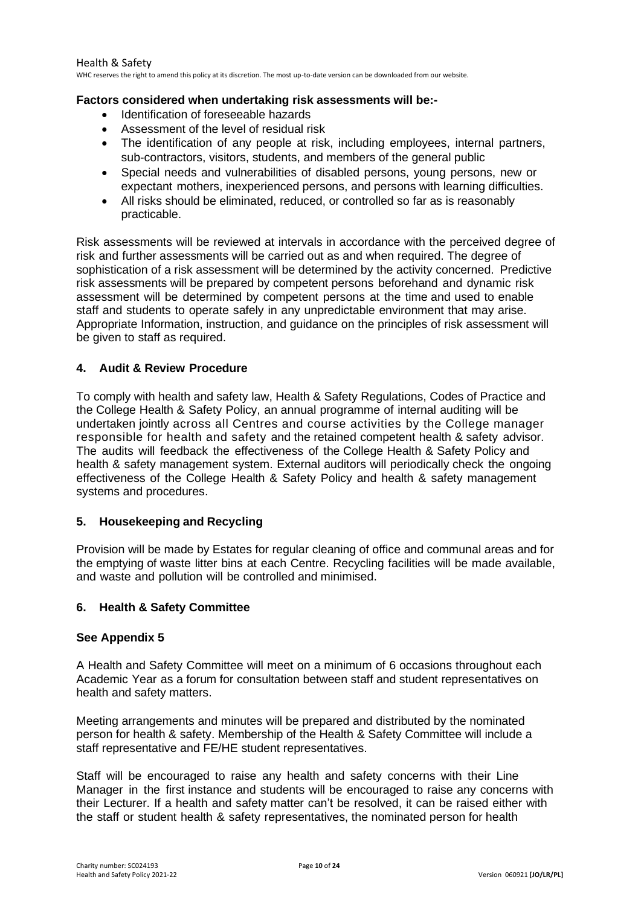**Factors considered when undertaking risk assessments will be:-**

- Identification of foreseeable hazards
- Assessment of the level of residual risk
- The identification of any people at risk, including employees, internal partners, sub-contractors, visitors, students, and members of the general public
- Special needs and vulnerabilities of disabled persons, young persons, new or expectant mothers, inexperienced persons, and persons with learning difficulties.
- All risks should be eliminated, reduced, or controlled so far as is reasonably practicable.

Risk assessments will be reviewed at intervals in accordance with the perceived degree of risk and further assessments will be carried out as and when required. The degree of sophistication of a risk assessment will be determined by the activity concerned. Predictive risk assessments will be prepared by competent persons beforehand and dynamic risk assessment will be determined by competent persons at the time and used to enable staff and students to operate safely in any unpredictable environment that may arise. Appropriate Information, instruction, and guidance on the principles of risk assessment will be given to staff as required.

## 4. Audit & Review Procedure

To comply with health and safety law, Health & Safety Regulations, Codes of Practice and the College Health & Safety Policy, an annual programme of internal auditing will be undertaken jointly across all Centres and course activities by the College manager responsible for health and safety and the retained competent health & safety advisor. The audits will feedback the effectiveness of the College Health & Safety Policy and health & safety management system. External auditors will periodically check the ongoing effectiveness of the College Health & Safety Policy and health & safety management systems and procedures.

## 5. Housekeeping and Recycling

Provision will be made by Estates for regular cleaning of office and communal areas and for the emptying of waste litter bins at each Centre. Recycling facilities will be made available, and waste and pollution will be controlled and minimised.

## 6. Health & Safety Committee

**See Appendix 5**

A Health and Safety Committee will meet on a minimum of 6 occasions throughout each Academic Year as a forum for consultation between staff and student representatives on health and safety matters.

Meeting arrangements and minutes will be prepared and distributed by the nominated person for health & safety. Membership of the Health & Safety Committee will include a staff representative and FE/HE student representatives.

Staff will be encouraged to raise any health and safety concerns with their Line Manager in the first instance and students will be encouraged to raise any concerns with their Lecturer. If a health and safety matter can't be resolved, it can be raised either with the staff or student health & safety representatives, the nominated person for health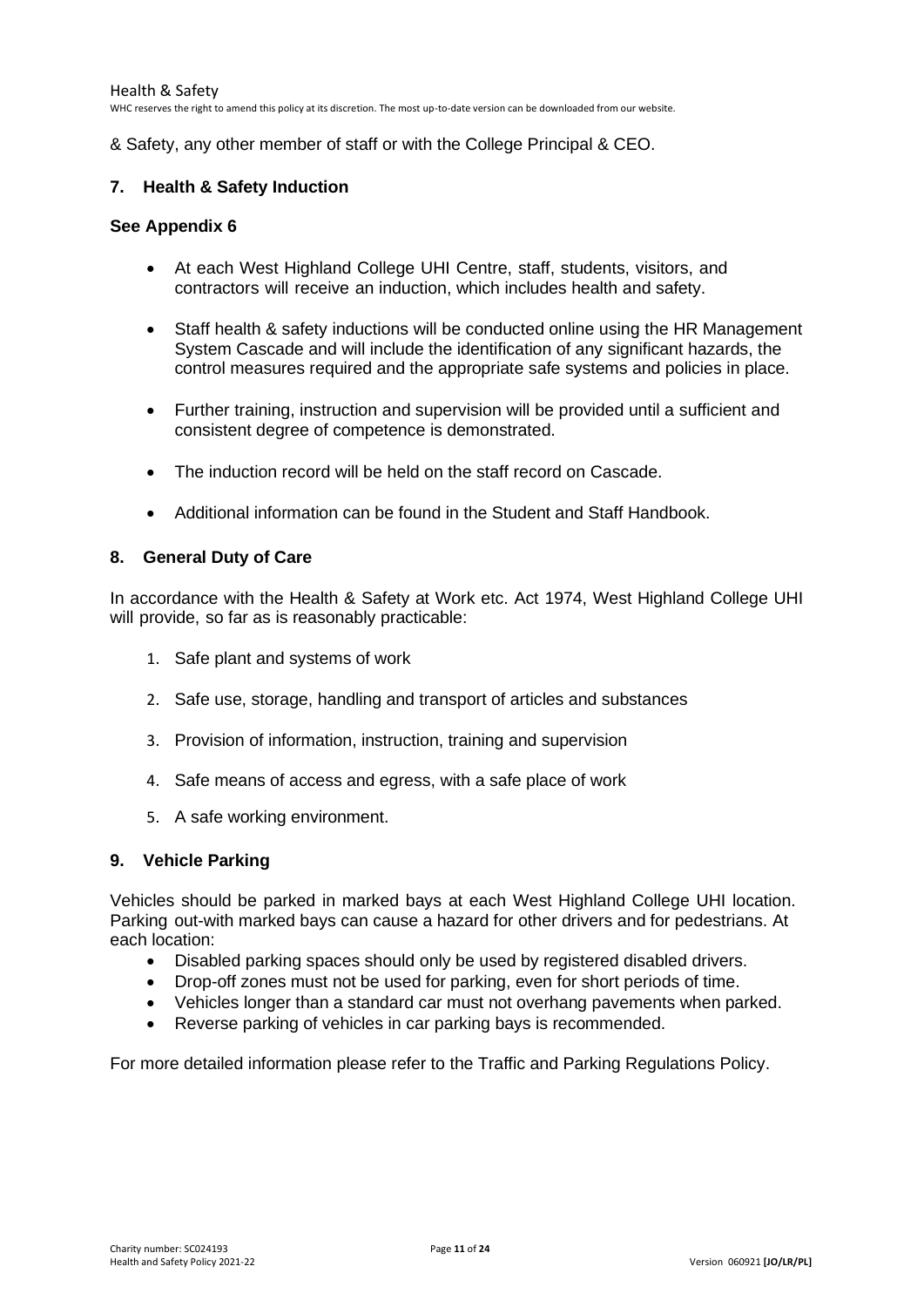& Safety, any other member of staff or with the College Principal & CEO.

## 7. Health & Safety Induction

**See Appendix 6**

- At each West Highland College UHI Centre, staff, students, visitors, and contractors will receive an induction, which includes health and safety.
- Staff health & safety inductions will be conducted online using the HR Management System Cascade and will include the identification of any significant hazards, the control measures required and the appropriate safe systems and policies in place.
- Further training, instruction and supervision will be provided until a sufficient and consistent degree of competence is demonstrated.
- The induction record will be held on the staff record on Cascade.
- Additional information can be found in the Student and Staff Handbook.

## 8. General Duty of Care

In accordance with the Health & Safety at Work etc. Act 1974, West Highland College UHI will provide, so far as is reasonably practicable:

1. Safe plant and systems of work
2. Safe use, storage, handling and transport of articles and substances
3. Provision of information, instruction, training and supervision
4. Safe means of access and egress, with a safe place of work
5. A safe working environment.

## 9. Vehicle Parking

Vehicles should be parked in marked bays at each West Highland College UHI location. Parking out-with marked bays can cause a hazard for other drivers and for pedestrians. At each location:

- Disabled parking spaces should only be used by registered disabled drivers.
- Drop-off zones must not be used for parking, even for short periods of time.
- Vehicles longer than a standard car must not overhang pavements when parked.
- Reverse parking of vehicles in car parking bays is recommended.

For more detailed information please refer to the Traffic and Parking Regulations Policy.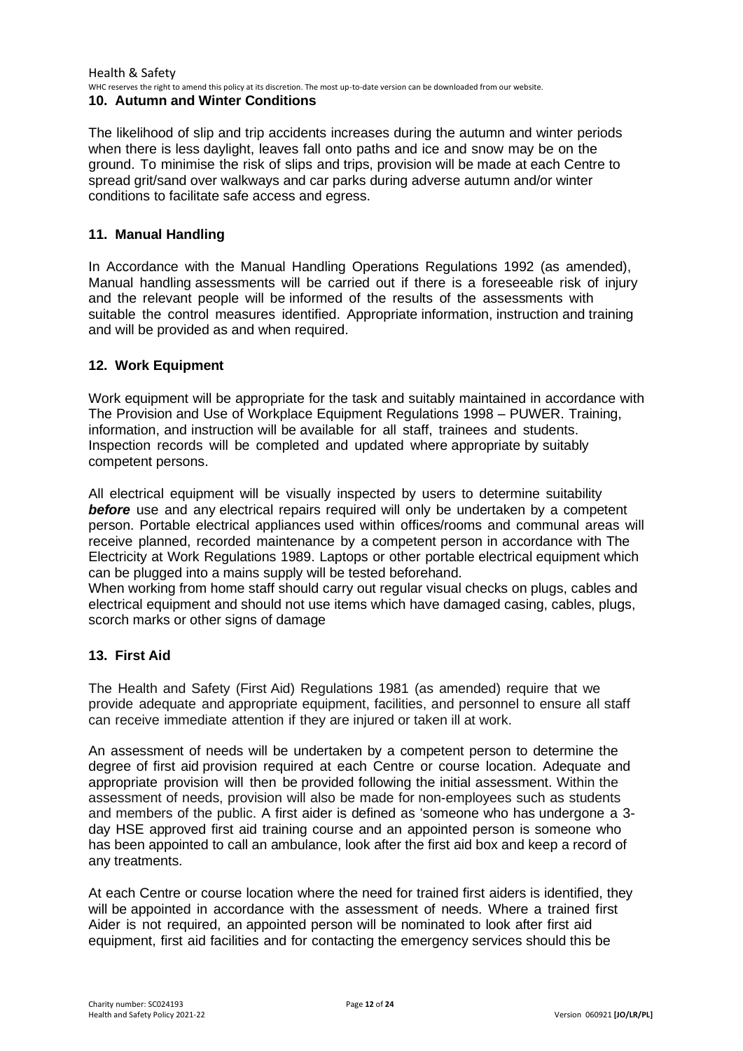## 10. Autumn and Winter Conditions

The likelihood of slip and trip accidents increases during the autumn and winter periods when there is less daylight, leaves fall onto paths and ice and snow may be on the ground. To minimise the risk of slips and trips, provision will be made at each Centre to spread grit/sand over walkways and car parks during adverse autumn and/or winter conditions to facilitate safe access and egress.

## 11. Manual Handling

In Accordance with the Manual Handling Operations Regulations 1992 (as amended), Manual handling assessments will be carried out if there is a foreseeable risk of injury and the relevant people will be informed of the results of the assessments with suitable the control measures identified. Appropriate information, instruction and training and will be provided as and when required.

## 12. Work Equipment

Work equipment will be appropriate for the task and suitably maintained in accordance with The Provision and Use of Workplace Equipment Regulations 1998 – PUWER. Training, information, and instruction will be available for all staff, trainees and students. Inspection records will be completed and updated where appropriate by suitably competent persons.

All electrical equipment will be visually inspected by users to determine suitability ***before*** use and any electrical repairs required will only be undertaken by a competent person. Portable electrical appliances used within offices/rooms and communal areas will receive planned, recorded maintenance by a competent person in accordance with The Electricity at Work Regulations 1989. Laptops or other portable electrical equipment which can be plugged into a mains supply will be tested beforehand.
When working from home staff should carry out regular visual checks on plugs, cables and electrical equipment and should not use items which have damaged casing, cables, plugs, scorch marks or other signs of damage

## 13. First Aid

The Health and Safety (First Aid) Regulations 1981 (as amended) require that we provide adequate and appropriate equipment, facilities, and personnel to ensure all staff can receive immediate attention if they are injured or taken ill at work.

An assessment of needs will be undertaken by a competent person to determine the degree of first aid provision required at each Centre or course location. Adequate and appropriate provision will then be provided following the initial assessment. Within the assessment of needs, provision will also be made for non-employees such as students and members of the public. A first aider is defined as 'someone who has undergone a 3-day HSE approved first aid training course and an appointed person is someone who has been appointed to call an ambulance, look after the first aid box and keep a record of any treatments.

At each Centre or course location where the need for trained first aiders is identified, they will be appointed in accordance with the assessment of needs. Where a trained first Aider is not required, an appointed person will be nominated to look after first aid equipment, first aid facilities and for contacting the emergency services should this be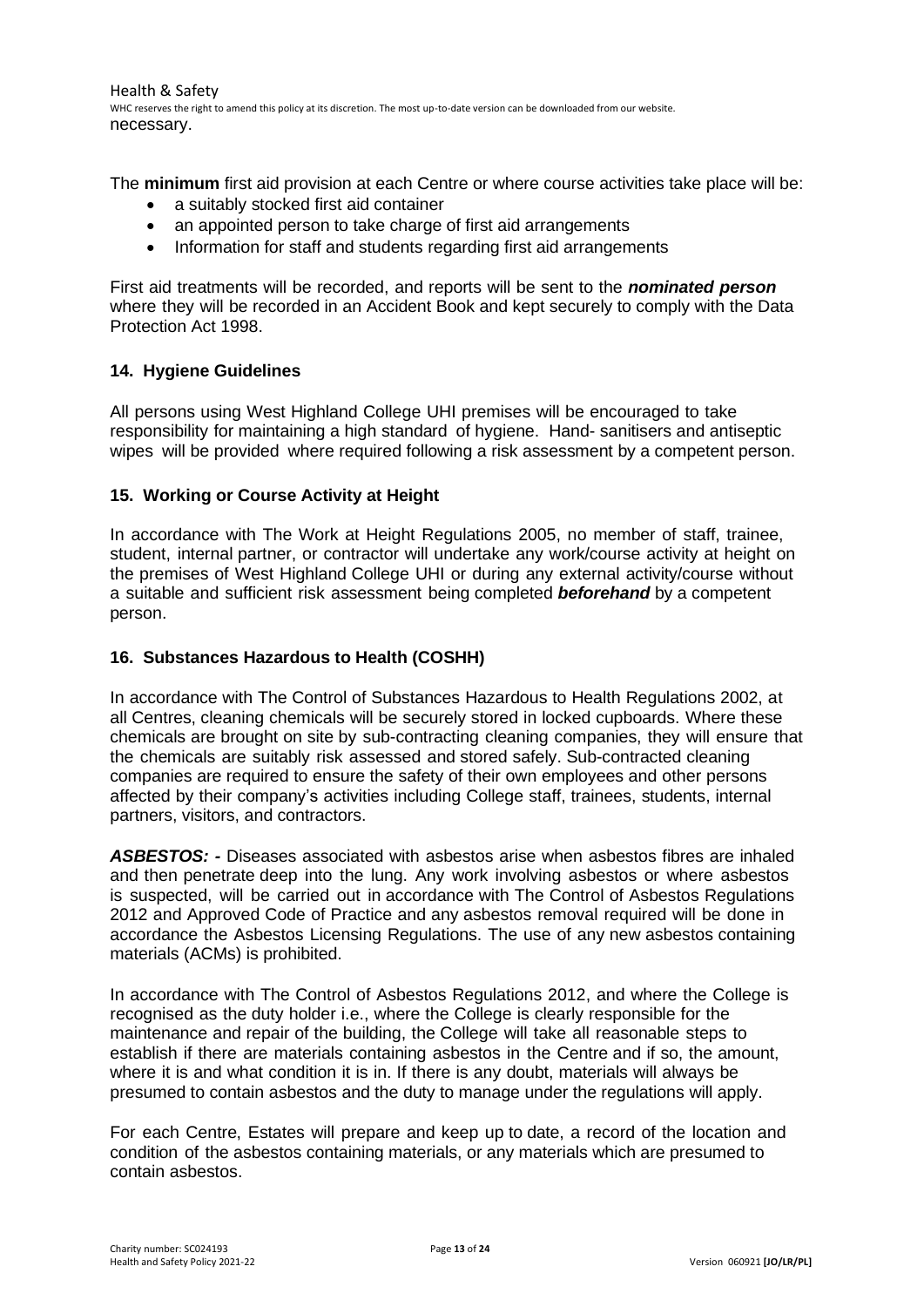necessary.

The **minimum** first aid provision at each Centre or where course activities take place will be:

- a suitably stocked first aid container
- an appointed person to take charge of first aid arrangements
- Information for staff and students regarding first aid arrangements

First aid treatments will be recorded, and reports will be sent to the ***nominated person*** where they will be recorded in an Accident Book and kept securely to comply with the Data Protection Act 1998.

## 14. Hygiene Guidelines

All persons using West Highland College UHI premises will be encouraged to take responsibility for maintaining a high standard of hygiene. Hand- sanitisers and antiseptic wipes will be provided where required following a risk assessment by a competent person.

## 15. Working or Course Activity at Height

In accordance with The Work at Height Regulations 2005, no member of staff, trainee, student, internal partner, or contractor will undertake any work/course activity at height on the premises of West Highland College UHI or during any external activity/course without a suitable and sufficient risk assessment being completed ***beforehand*** by a competent person.

## 16. Substances Hazardous to Health (COSHH)

In accordance with The Control of Substances Hazardous to Health Regulations 2002, at all Centres, cleaning chemicals will be securely stored in locked cupboards. Where these chemicals are brought on site by sub-contracting cleaning companies, they will ensure that the chemicals are suitably risk assessed and stored safely. Sub-contracted cleaning companies are required to ensure the safety of their own employees and other persons affected by their company's activities including College staff, trainees, students, internal partners, visitors, and contractors.

***ASBESTOS: -*** Diseases associated with asbestos arise when asbestos fibres are inhaled and then penetrate deep into the lung. Any work involving asbestos or where asbestos is suspected, will be carried out in accordance with The Control of Asbestos Regulations 2012 and Approved Code of Practice and any asbestos removal required will be done in accordance the Asbestos Licensing Regulations. The use of any new asbestos containing materials (ACMs) is prohibited.

In accordance with The Control of Asbestos Regulations 2012, and where the College is recognised as the duty holder i.e., where the College is clearly responsible for the maintenance and repair of the building, the College will take all reasonable steps to establish if there are materials containing asbestos in the Centre and if so, the amount, where it is and what condition it is in. If there is any doubt, materials will always be presumed to contain asbestos and the duty to manage under the regulations will apply.

For each Centre, Estates will prepare and keep up to date, a record of the location and condition of the asbestos containing materials, or any materials which are presumed to contain asbestos.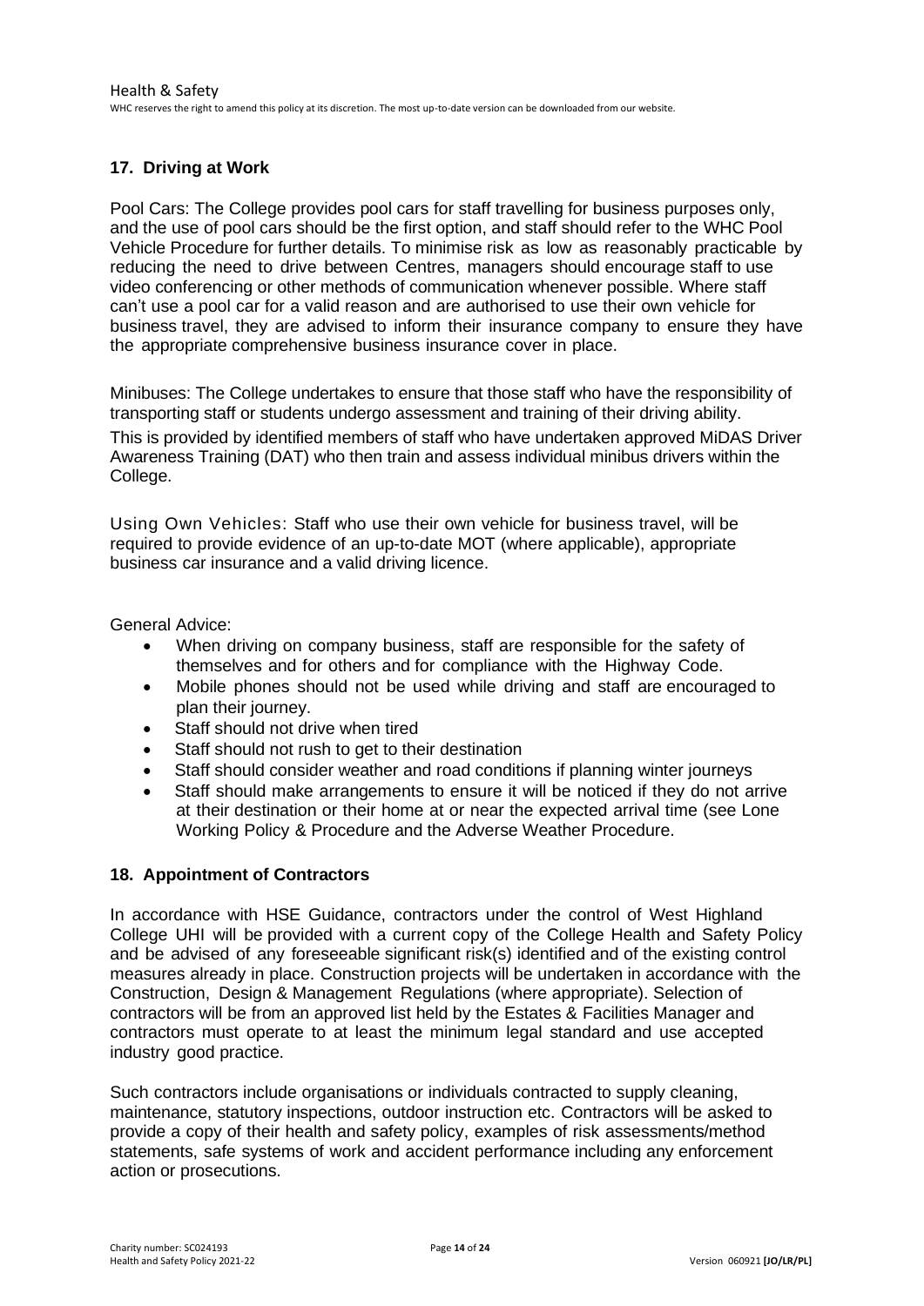## 17. Driving at Work

Pool Cars: The College provides pool cars for staff travelling for business purposes only, and the use of pool cars should be the first option, and staff should refer to the WHC Pool Vehicle Procedure for further details. To minimise risk as low as reasonably practicable by reducing the need to drive between Centres, managers should encourage staff to use video conferencing or other methods of communication whenever possible. Where staff can't use a pool car for a valid reason and are authorised to use their own vehicle for business travel, they are advised to inform their insurance company to ensure they have the appropriate comprehensive business insurance cover in place.

Minibuses: The College undertakes to ensure that those staff who have the responsibility of transporting staff or students undergo assessment and training of their driving ability.

This is provided by identified members of staff who have undertaken approved MiDAS Driver Awareness Training (DAT) who then train and assess individual minibus drivers within the College.

Using Own Vehicles: Staff who use their own vehicle for business travel, will be required to provide evidence of an up-to-date MOT (where applicable), appropriate business car insurance and a valid driving licence.

General Advice:

- When driving on company business, staff are responsible for the safety of themselves and for others and for compliance with the Highway Code.
- Mobile phones should not be used while driving and staff are encouraged to plan their journey.
- Staff should not drive when tired
- Staff should not rush to get to their destination
- Staff should consider weather and road conditions if planning winter journeys
- Staff should make arrangements to ensure it will be noticed if they do not arrive at their destination or their home at or near the expected arrival time (see Lone Working Policy & Procedure and the Adverse Weather Procedure.

## 18. Appointment of Contractors

In accordance with HSE Guidance, contractors under the control of West Highland College UHI will be provided with a current copy of the College Health and Safety Policy and be advised of any foreseeable significant risk(s) identified and of the existing control measures already in place. Construction projects will be undertaken in accordance with the Construction, Design & Management Regulations (where appropriate). Selection of contractors will be from an approved list held by the Estates & Facilities Manager and contractors must operate to at least the minimum legal standard and use accepted industry good practice.

Such contractors include organisations or individuals contracted to supply cleaning, maintenance, statutory inspections, outdoor instruction etc. Contractors will be asked to provide a copy of their health and safety policy, examples of risk assessments/method statements, safe systems of work and accident performance including any enforcement action or prosecutions.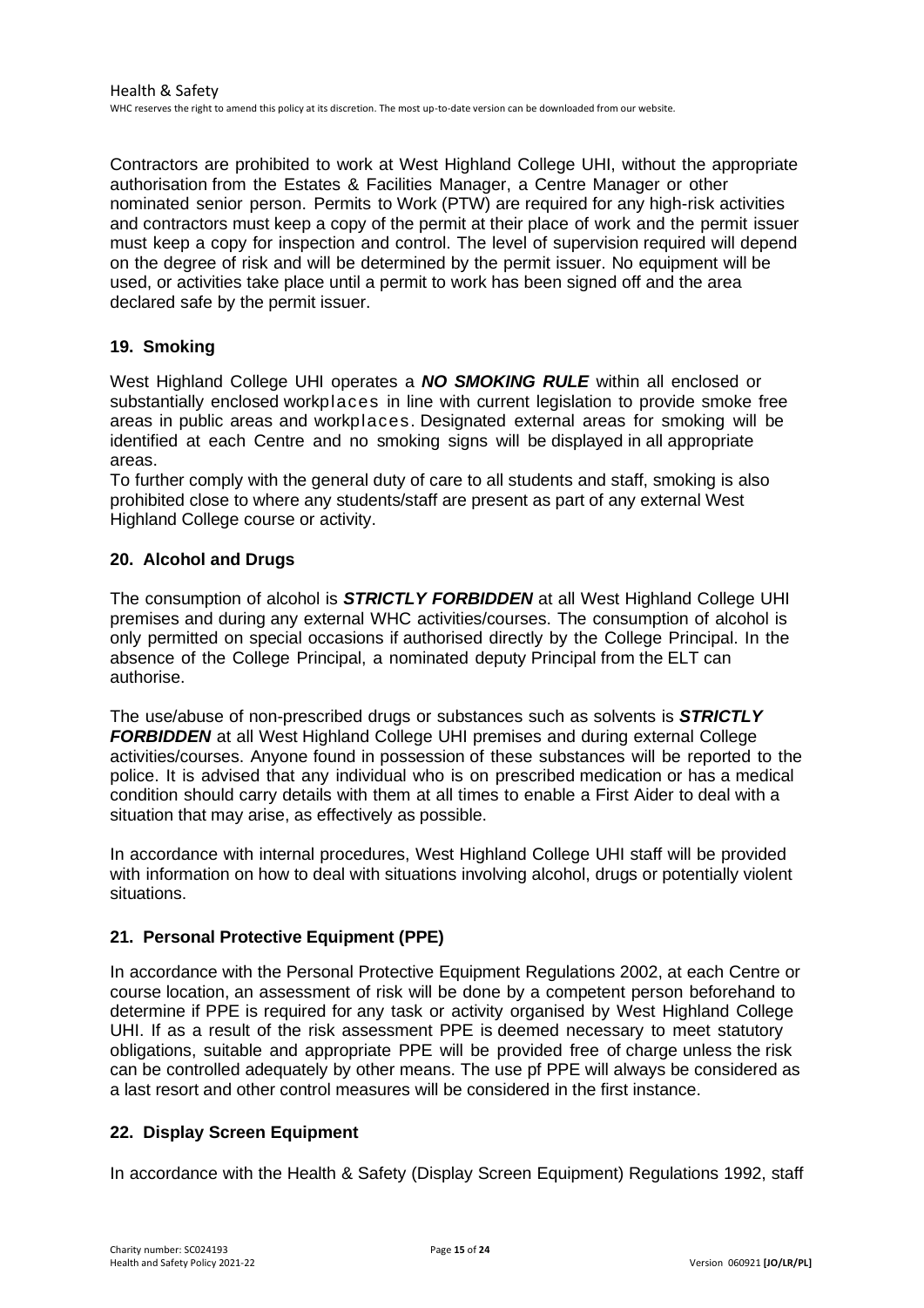Contractors are prohibited to work at West Highland College UHI, without the appropriate authorisation from the Estates & Facilities Manager, a Centre Manager or other nominated senior person. Permits to Work (PTW) are required for any high-risk activities and contractors must keep a copy of the permit at their place of work and the permit issuer must keep a copy for inspection and control. The level of supervision required will depend on the degree of risk and will be determined by the permit issuer. No equipment will be used, or activities take place until a permit to work has been signed off and the area declared safe by the permit issuer.

## 19. Smoking

West Highland College UHI operates a ***NO SMOKING RULE*** within all enclosed or substantially enclosed workplaces in line with current legislation to provide smoke free areas in public areas and workplaces. Designated external areas for smoking will be identified at each Centre and no smoking signs will be displayed in all appropriate areas.
To further comply with the general duty of care to all students and staff, smoking is also prohibited close to where any students/staff are present as part of any external West Highland College course or activity.

## 20. Alcohol and Drugs

The consumption of alcohol is ***STRICTLY FORBIDDEN*** at all West Highland College UHI premises and during any external WHC activities/courses. The consumption of alcohol is only permitted on special occasions if authorised directly by the College Principal. In the absence of the College Principal, a nominated deputy Principal from the ELT can authorise.

The use/abuse of non-prescribed drugs or substances such as solvents is ***STRICTLY FORBIDDEN*** at all West Highland College UHI premises and during external College activities/courses. Anyone found in possession of these substances will be reported to the police. It is advised that any individual who is on prescribed medication or has a medical condition should carry details with them at all times to enable a First Aider to deal with a situation that may arise, as effectively as possible.

In accordance with internal procedures, West Highland College UHI staff will be provided with information on how to deal with situations involving alcohol, drugs or potentially violent situations.

## 21. Personal Protective Equipment (PPE)

In accordance with the Personal Protective Equipment Regulations 2002, at each Centre or course location, an assessment of risk will be done by a competent person beforehand to determine if PPE is required for any task or activity organised by West Highland College UHI. If as a result of the risk assessment PPE is deemed necessary to meet statutory obligations, suitable and appropriate PPE will be provided free of charge unless the risk can be controlled adequately by other means. The use pf PPE will always be considered as a last resort and other control measures will be considered in the first instance.

## 22. Display Screen Equipment

In accordance with the Health & Safety (Display Screen Equipment) Regulations 1992, staff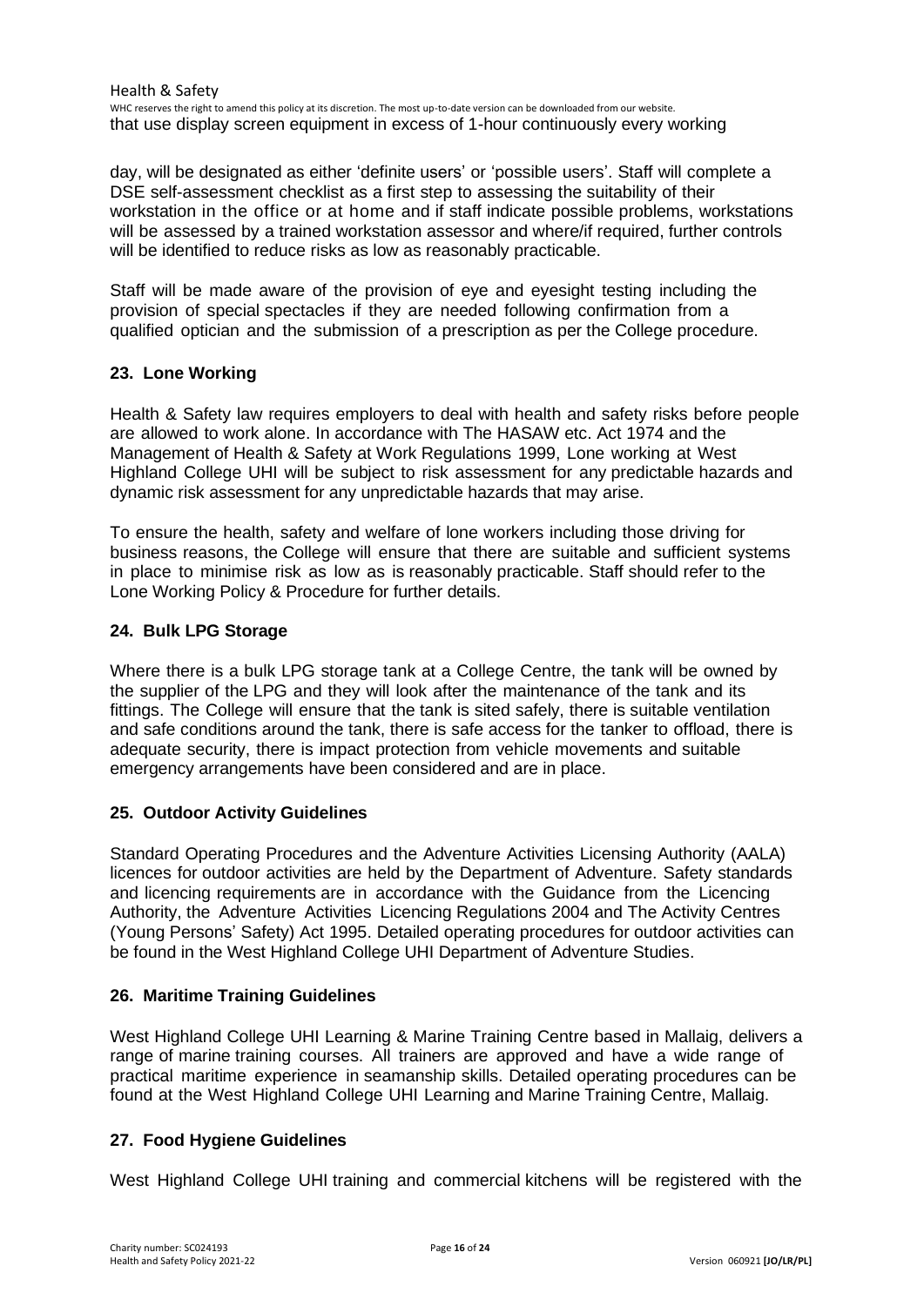that use display screen equipment in excess of 1-hour continuously every working

day, will be designated as either 'definite users' or 'possible users'. Staff will complete a DSE self-assessment checklist as a first step to assessing the suitability of their workstation in the office or at home and if staff indicate possible problems, workstations will be assessed by a trained workstation assessor and where/if required, further controls will be identified to reduce risks as low as reasonably practicable.

Staff will be made aware of the provision of eye and eyesight testing including the provision of special spectacles if they are needed following confirmation from a qualified optician and the submission of a prescription as per the College procedure.

### 23. Lone Working

Health & Safety law requires employers to deal with health and safety risks before people are allowed to work alone. In accordance with The HASAW etc. Act 1974 and the Management of Health & Safety at Work Regulations 1999, Lone working at West Highland College UHI will be subject to risk assessment for any predictable hazards and dynamic risk assessment for any unpredictable hazards that may arise.

To ensure the health, safety and welfare of lone workers including those driving for business reasons, the College will ensure that there are suitable and sufficient systems in place to minimise risk as low as is reasonably practicable. Staff should refer to the Lone Working Policy & Procedure for further details.

### 24. Bulk LPG Storage

Where there is a bulk LPG storage tank at a College Centre, the tank will be owned by the supplier of the LPG and they will look after the maintenance of the tank and its fittings. The College will ensure that the tank is sited safely, there is suitable ventilation and safe conditions around the tank, there is safe access for the tanker to offload, there is adequate security, there is impact protection from vehicle movements and suitable emergency arrangements have been considered and are in place.

### 25. Outdoor Activity Guidelines

Standard Operating Procedures and the Adventure Activities Licensing Authority (AALA) licences for outdoor activities are held by the Department of Adventure. Safety standards and licencing requirements are in accordance with the Guidance from the Licencing Authority, the Adventure Activities Licencing Regulations 2004 and The Activity Centres (Young Persons' Safety) Act 1995. Detailed operating procedures for outdoor activities can be found in the West Highland College UHI Department of Adventure Studies.

### 26. Maritime Training Guidelines

West Highland College UHI Learning & Marine Training Centre based in Mallaig, delivers a range of marine training courses. All trainers are approved and have a wide range of practical maritime experience in seamanship skills. Detailed operating procedures can be found at the West Highland College UHI Learning and Marine Training Centre, Mallaig.

### 27. Food Hygiene Guidelines

West Highland College UHI training and commercial kitchens will be registered with the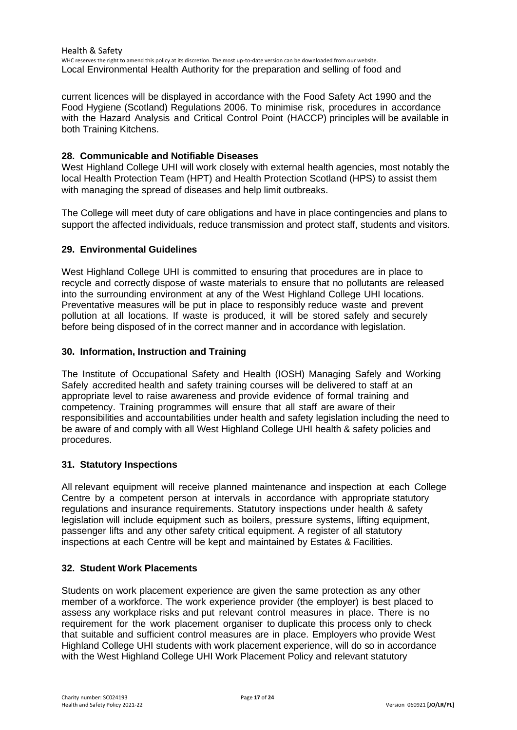Local Environmental Health Authority for the preparation and selling of food and

current licences will be displayed in accordance with the Food Safety Act 1990 and the Food Hygiene (Scotland) Regulations 2006. To minimise risk, procedures in accordance with the Hazard Analysis and Critical Control Point (HACCP) principles will be available in both Training Kitchens.

### 28. Communicable and Notifiable Diseases

West Highland College UHI will work closely with external health agencies, most notably the local Health Protection Team (HPT) and Health Protection Scotland (HPS) to assist them with managing the spread of diseases and help limit outbreaks.

The College will meet duty of care obligations and have in place contingencies and plans to support the affected individuals, reduce transmission and protect staff, students and visitors.

### 29. Environmental Guidelines

West Highland College UHI is committed to ensuring that procedures are in place to recycle and correctly dispose of waste materials to ensure that no pollutants are released into the surrounding environment at any of the West Highland College UHI locations. Preventative measures will be put in place to responsibly reduce waste and prevent pollution at all locations. If waste is produced, it will be stored safely and securely before being disposed of in the correct manner and in accordance with legislation.

### 30. Information, Instruction and Training

The Institute of Occupational Safety and Health (IOSH) Managing Safely and Working Safely accredited health and safety training courses will be delivered to staff at an appropriate level to raise awareness and provide evidence of formal training and competency. Training programmes will ensure that all staff are aware of their responsibilities and accountabilities under health and safety legislation including the need to be aware of and comply with all West Highland College UHI health & safety policies and procedures.

### 31. Statutory Inspections

All relevant equipment will receive planned maintenance and inspection at each College Centre by a competent person at intervals in accordance with appropriate statutory regulations and insurance requirements. Statutory inspections under health & safety legislation will include equipment such as boilers, pressure systems, lifting equipment, passenger lifts and any other safety critical equipment. A register of all statutory inspections at each Centre will be kept and maintained by Estates & Facilities.

### 32. Student Work Placements

Students on work placement experience are given the same protection as any other member of a workforce. The work experience provider (the employer) is best placed to assess any workplace risks and put relevant control measures in place. There is no requirement for the work placement organiser to duplicate this process only to check that suitable and sufficient control measures are in place. Employers who provide West Highland College UHI students with work placement experience, will do so in accordance with the West Highland College UHI Work Placement Policy and relevant statutory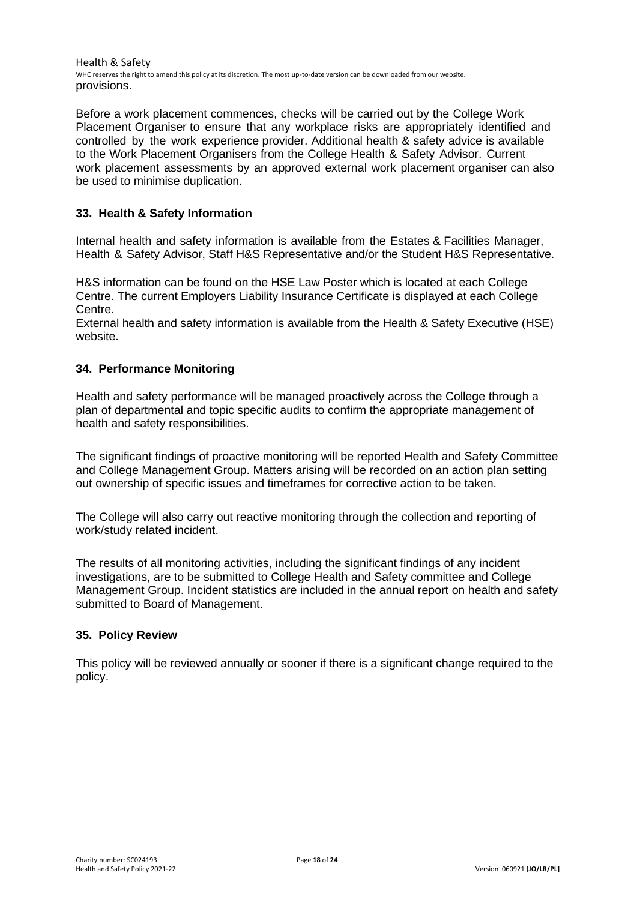provisions.

Before a work placement commences, checks will be carried out by the College Work Placement Organiser to ensure that any workplace risks are appropriately identified and controlled by the work experience provider. Additional health & safety advice is available to the Work Placement Organisers from the College Health & Safety Advisor. Current work placement assessments by an approved external work placement organiser can also be used to minimise duplication.

## 33. Health & Safety Information

Internal health and safety information is available from the Estates & Facilities Manager, Health & Safety Advisor, Staff H&S Representative and/or the Student H&S Representative.

H&S information can be found on the HSE Law Poster which is located at each College Centre. The current Employers Liability Insurance Certificate is displayed at each College Centre.

External health and safety information is available from the Health & Safety Executive (HSE) website.

## 34. Performance Monitoring

Health and safety performance will be managed proactively across the College through a plan of departmental and topic specific audits to confirm the appropriate management of health and safety responsibilities.

The significant findings of proactive monitoring will be reported Health and Safety Committee and College Management Group. Matters arising will be recorded on an action plan setting out ownership of specific issues and timeframes for corrective action to be taken.

The College will also carry out reactive monitoring through the collection and reporting of work/study related incident.

The results of all monitoring activities, including the significant findings of any incident investigations, are to be submitted to College Health and Safety committee and College Management Group. Incident statistics are included in the annual report on health and safety submitted to Board of Management.

## 35. Policy Review

This policy will be reviewed annually or sooner if there is a significant change required to the policy.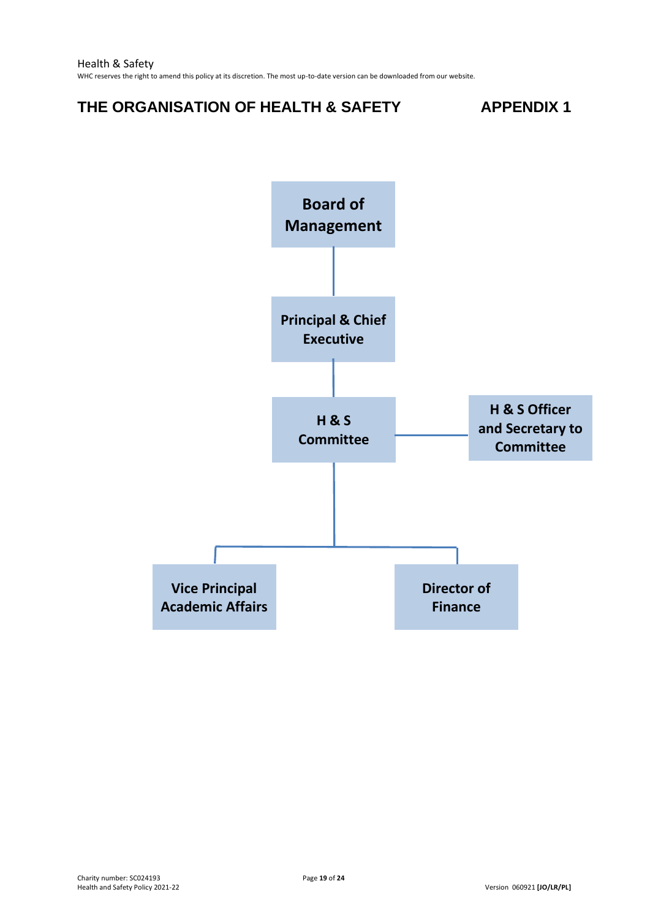## THE ORGANISATION OF HEALTH & SAFETY APPENDIX 1

Board of Management

Principal & Chief Executive

H & S Committee

H & S Officer and Secretary to Committee

Vice Principal Academic Affairs

Director of Finance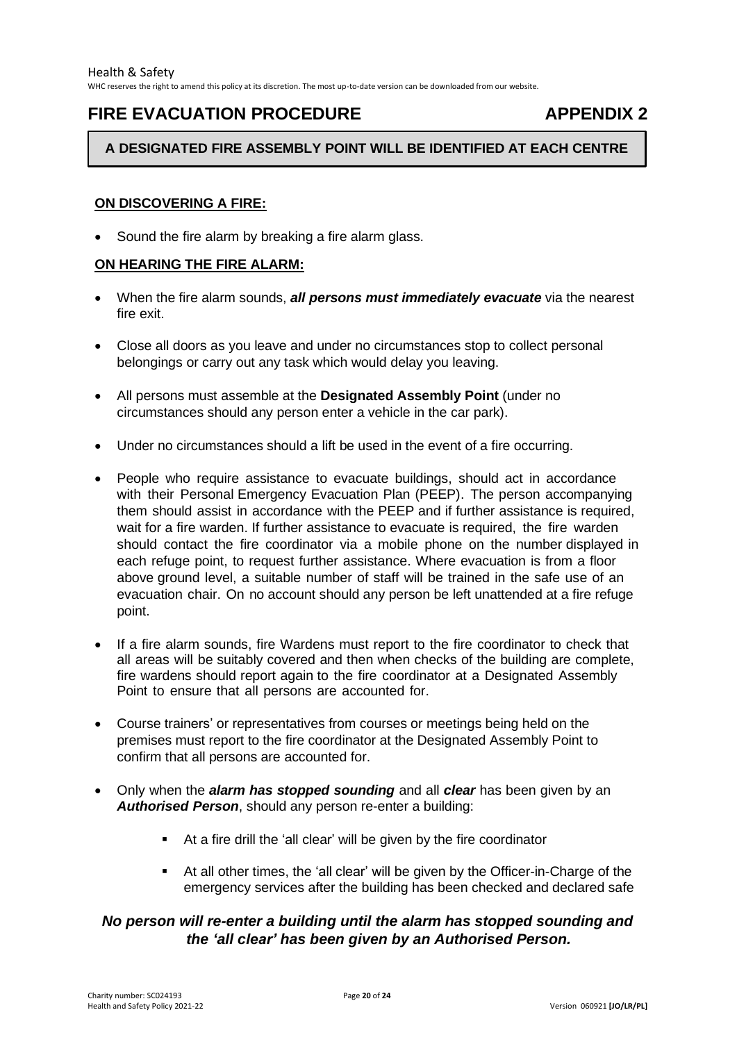# FIRE EVACUATION PROCEDURE APPENDIX 2

**A DESIGNATED FIRE ASSEMBLY POINT WILL BE IDENTIFIED AT EACH CENTRE**

## ON DISCOVERING A FIRE:

- Sound the fire alarm by breaking a fire alarm glass.

## ON HEARING THE FIRE ALARM:

- When the fire alarm sounds, ***all persons must immediately evacuate*** via the nearest fire exit.
- Close all doors as you leave and under no circumstances stop to collect personal belongings or carry out any task which would delay you leaving.
- All persons must assemble at the **Designated Assembly Point** (under no circumstances should any person enter a vehicle in the car park).
- Under no circumstances should a lift be used in the event of a fire occurring.
- People who require assistance to evacuate buildings, should act in accordance with their Personal Emergency Evacuation Plan (PEEP). The person accompanying them should assist in accordance with the PEEP and if further assistance is required, wait for a fire warden. If further assistance to evacuate is required, the fire warden should contact the fire coordinator via a mobile phone on the number displayed in each refuge point, to request further assistance. Where evacuation is from a floor above ground level, a suitable number of staff will be trained in the safe use of an evacuation chair. On no account should any person be left unattended at a fire refuge point.
- If a fire alarm sounds, fire Wardens must report to the fire coordinator to check that all areas will be suitably covered and then when checks of the building are complete, fire wardens should report again to the fire coordinator at a Designated Assembly Point to ensure that all persons are accounted for.
- Course trainers' or representatives from courses or meetings being held on the premises must report to the fire coordinator at the Designated Assembly Point to confirm that all persons are accounted for.
- Only when the ***alarm has stopped sounding*** and all ***clear*** has been given by an ***Authorised Person***, should any person re-enter a building:
  - At a fire drill the 'all clear' will be given by the fire coordinator
  - At all other times, the 'all clear' will be given by the Officer-in-Charge of the emergency services after the building has been checked and declared safe

***No person will re-enter a building until the alarm has stopped sounding and the 'all clear' has been given by an Authorised Person.***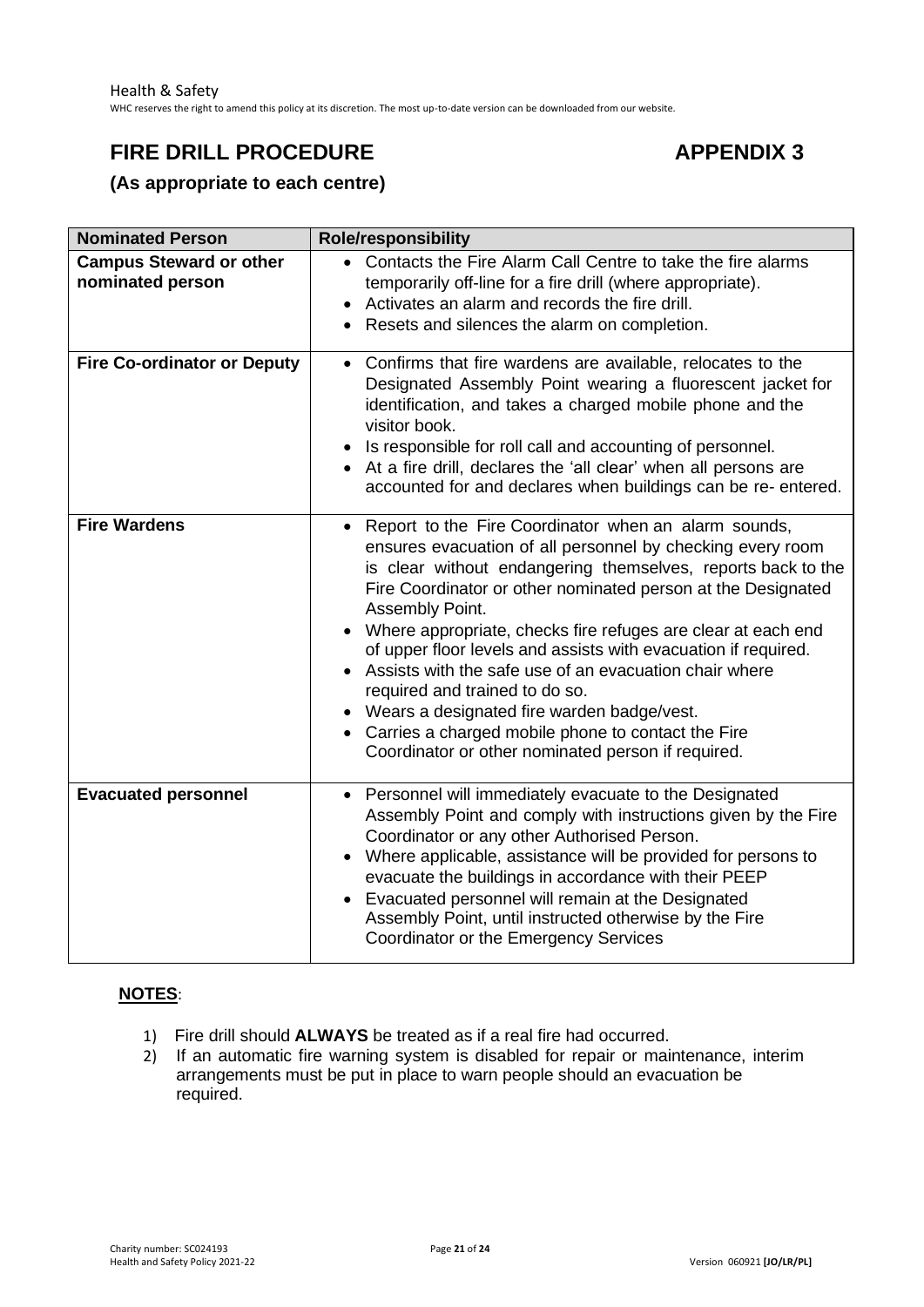# FIRE DRILL PROCEDURE APPENDIX 3

**(As appropriate to each centre)**

| Nominated Person | Role/responsibility |
|---|---|
| **Campus Steward or other nominated person** | • Contacts the Fire Alarm Call Centre to take the fire alarms temporarily off-line for a fire drill (where appropriate).<br>• Activates an alarm and records the fire drill.<br>• Resets and silences the alarm on completion. |
| **Fire Co-ordinator or Deputy** | • Confirms that fire wardens are available, relocates to the Designated Assembly Point wearing a fluorescent jacket for identification, and takes a charged mobile phone and the visitor book.<br>• Is responsible for roll call and accounting of personnel.<br>• At a fire drill, declares the 'all clear' when all persons are accounted for and declares when buildings can be re- entered. |
| **Fire Wardens** | • Report to the Fire Coordinator when an alarm sounds, ensures evacuation of all personnel by checking every room is clear without endangering themselves, reports back to the Fire Coordinator or other nominated person at the Designated Assembly Point.<br>• Where appropriate, checks fire refuges are clear at each end of upper floor levels and assists with evacuation if required.<br>• Assists with the safe use of an evacuation chair where required and trained to do so.<br>• Wears a designated fire warden badge/vest.<br>• Carries a charged mobile phone to contact the Fire Coordinator or other nominated person if required. |
| **Evacuated personnel** | • Personnel will immediately evacuate to the Designated Assembly Point and comply with instructions given by the Fire Coordinator or any other Authorised Person.<br>• Where applicable, assistance will be provided for persons to evacuate the buildings in accordance with their PEEP<br>• Evacuated personnel will remain at the Designated Assembly Point, until instructed otherwise by the Fire Coordinator or the Emergency Services |

**NOTES**:

1) Fire drill should **ALWAYS** be treated as if a real fire had occurred.
2) If an automatic fire warning system is disabled for repair or maintenance, interim arrangements must be put in place to warn people should an evacuation be required.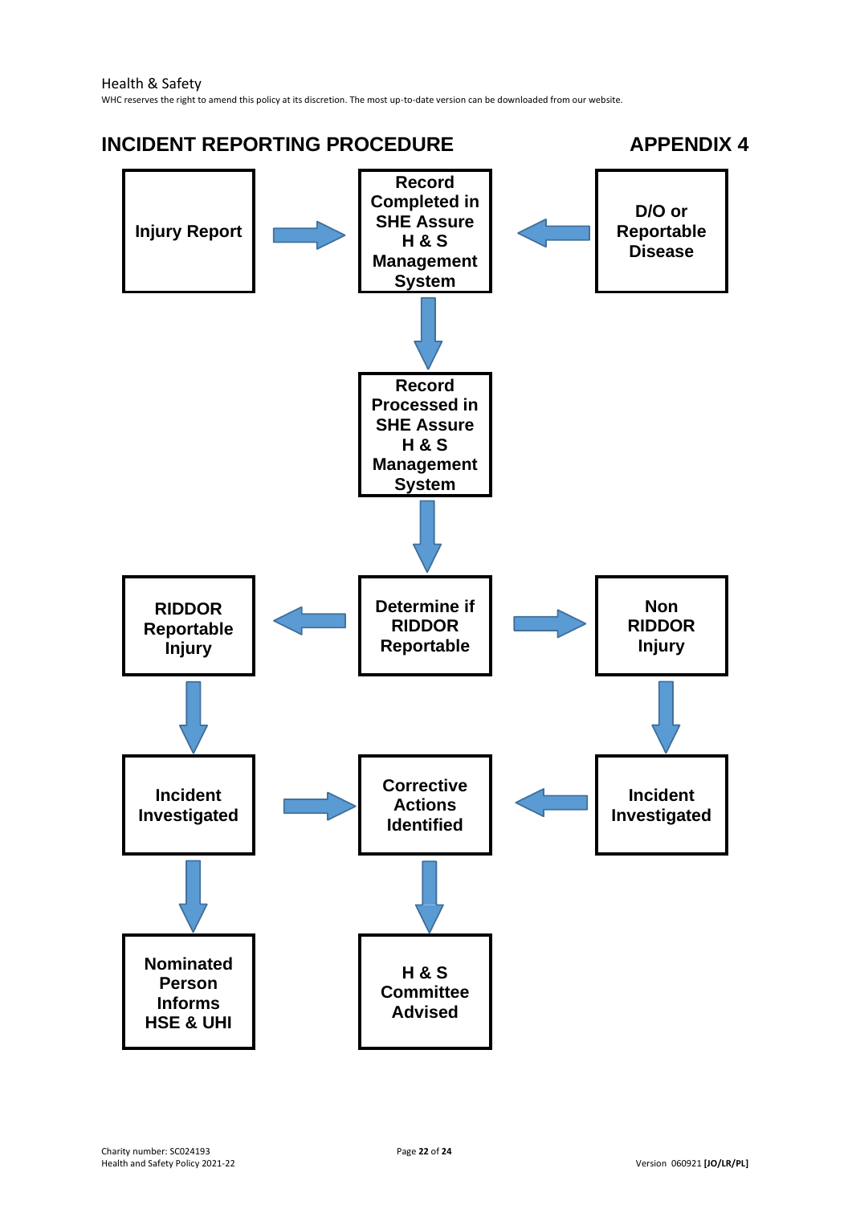## INCIDENT REPORTING PROCEDURE

## APPENDIX 4

Injury Report → Record Completed in SHE Assure H & S Management System ← D/O or Reportable Disease

Record Completed in SHE Assure H & S Management System ↓

Record Processed in SHE Assure H & S Management System ↓

Determine if RIDDOR Reportable

RIDDOR Reportable Injury ← Determine if RIDDOR Reportable → Non RIDDOR Injury

RIDDOR Reportable Injury ↓ Incident Investigated

Non RIDDOR Injury ↓ Incident Investigated

Incident Investigated → Corrective Actions Identified ← Incident Investigated

Incident Investigated ↓ Nominated Person Informs HSE & UHI

Corrective Actions Identified ↓ H & S Committee Advised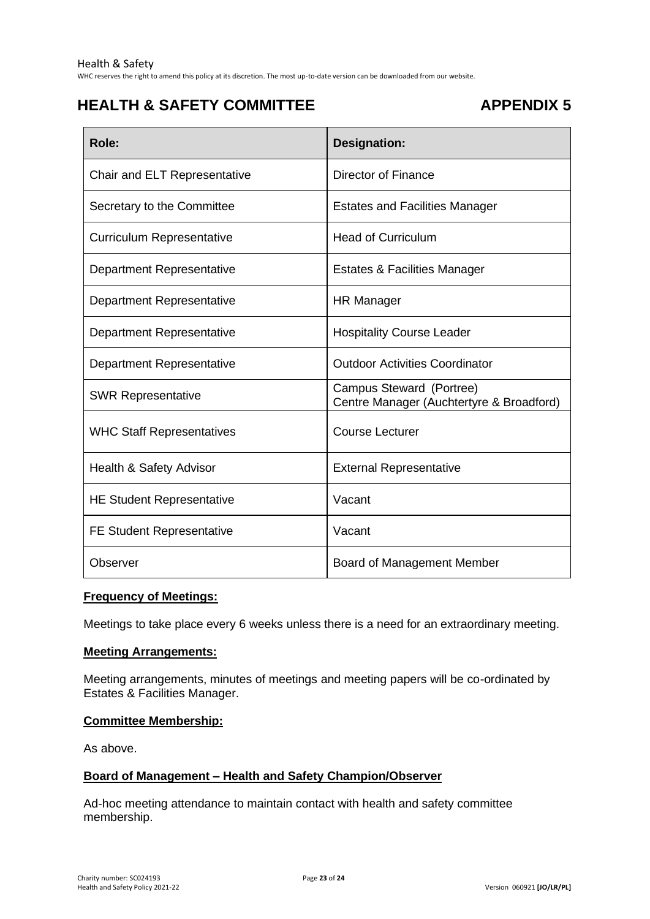## HEALTH & SAFETY COMMITTEE — APPENDIX 5

| Role: | Designation: |
|---|---|
| Chair and ELT Representative | Director of Finance |
| Secretary to the Committee | Estates and Facilities Manager |
| Curriculum Representative | Head of Curriculum |
| Department Representative | Estates & Facilities Manager |
| Department Representative | HR Manager |
| Department Representative | Hospitality Course Leader |
| Department Representative | Outdoor Activities Coordinator |
| SWR Representative | Campus Steward (Portree)<br>Centre Manager (Auchtertyre & Broadford) |
| WHC Staff Representatives | Course Lecturer |
| Health & Safety Advisor | External Representative |
| HE Student Representative | Vacant |
| FE Student Representative | Vacant |
| Observer | Board of Management Member |

**Frequency of Meetings:**

Meetings to take place every 6 weeks unless there is a need for an extraordinary meeting.

**Meeting Arrangements:**

Meeting arrangements, minutes of meetings and meeting papers will be co-ordinated by Estates & Facilities Manager.

**Committee Membership:**

As above.

**Board of Management – Health and Safety Champion/Observer**

Ad-hoc meeting attendance to maintain contact with health and safety committee membership.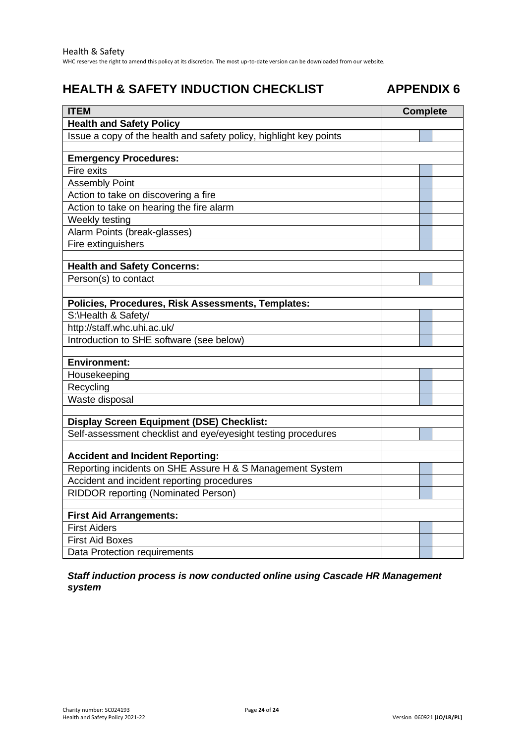# HEALTH & SAFETY INDUCTION CHECKLIST APPENDIX 6

| ITEM | Complete | | |
|---|---|---|---|
| **Health and Safety Policy** | | | |
| Issue a copy of the health and safety policy, highlight key points | | | |
| | | | |
| **Emergency Procedures:** | | | |
| Fire exits | | | |
| Assembly Point | | | |
| Action to take on discovering a fire | | | |
| Action to take on hearing the fire alarm | | | |
| Weekly testing | | | |
| Alarm Points (break-glasses) | | | |
| Fire extinguishers | | | |
| | | | |
| **Health and Safety Concerns:** | | | |
| Person(s) to contact | | | |
| | | | |
| **Policies, Procedures, Risk Assessments, Templates:** | | | |
| S:\Health & Safety/ | | | |
| http://staff.whc.uhi.ac.uk/ | | | |
| Introduction to SHE software (see below) | | | |
| | | | |
| **Environment:** | | | |
| Housekeeping | | | |
| Recycling | | | |
| Waste disposal | | | |
| | | | |
| **Display Screen Equipment (DSE) Checklist:** | | | |
| Self-assessment checklist and eye/eyesight testing procedures | | | |
| | | | |
| **Accident and Incident Reporting:** | | | |
| Reporting incidents on SHE Assure H & S Management System | | | |
| Accident and incident reporting procedures | | | |
| RIDDOR reporting (Nominated Person) | | | |
| | | | |
| **First Aid Arrangements:** | | | |
| First Aiders | | | |
| First Aid Boxes | | | |
| Data Protection requirements | | | |

***Staff induction process is now conducted online using Cascade HR Management system***